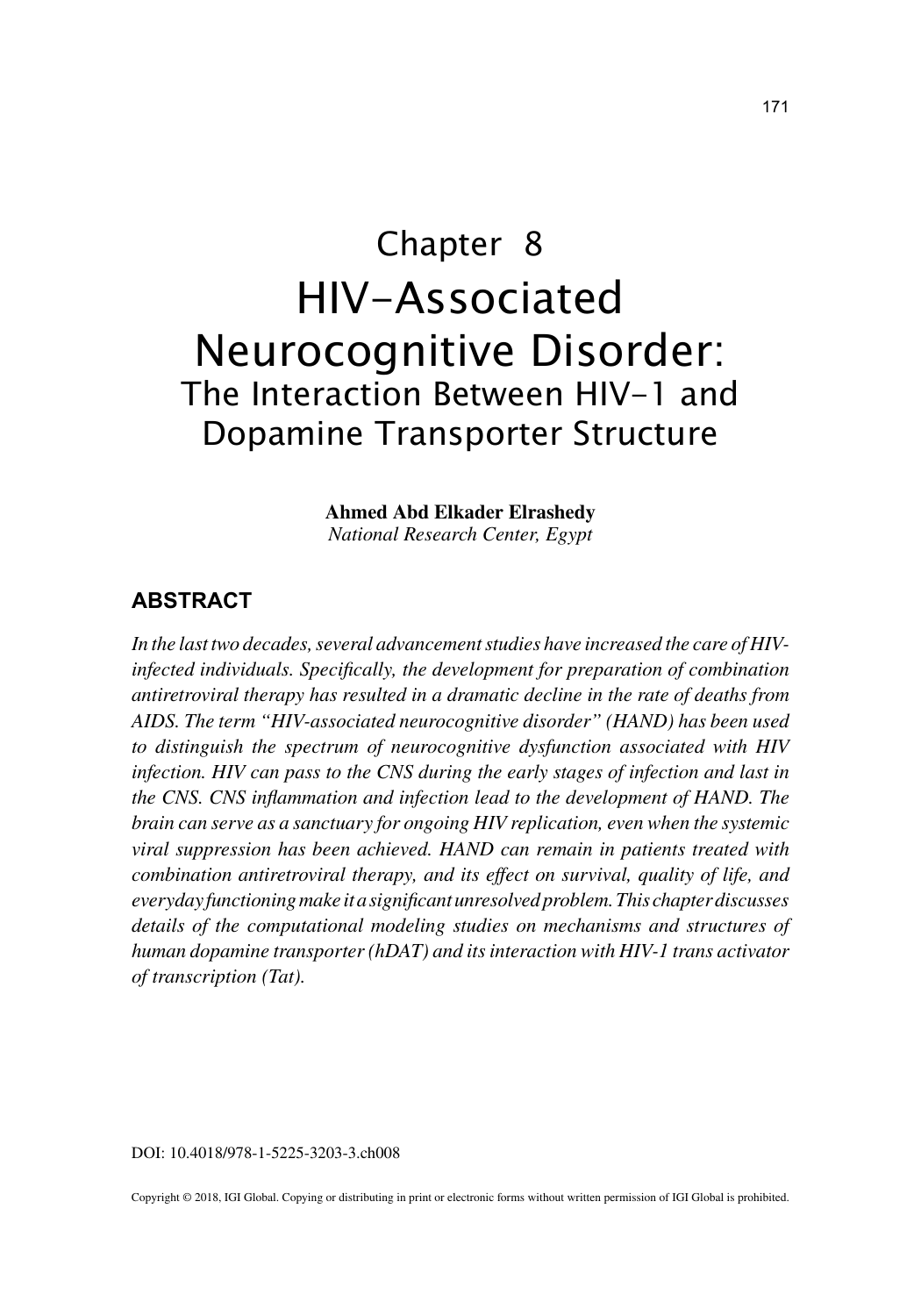# Chapter 8

# HIV-Associated Neurocognitive Disorder: The Interaction Between HIV-1 and Dopamine Transporter Structure

**Ahmed Abd Elkader Elrashedy**
*National Research Center, Egypt*

## ABSTRACT

*In the last two decades, several advancement studies have increased the care of HIV-infected individuals. Specifically, the development for preparation of combination antiretroviral therapy has resulted in a dramatic decline in the rate of deaths from AIDS. The term "HIV-associated neurocognitive disorder" (HAND) has been used to distinguish the spectrum of neurocognitive dysfunction associated with HIV infection. HIV can pass to the CNS during the early stages of infection and last in the CNS. CNS inflammation and infection lead to the development of HAND. The brain can serve as a sanctuary for ongoing HIV replication, even when the systemic viral suppression has been achieved. HAND can remain in patients treated with combination antiretroviral therapy, and its effect on survival, quality of life, and everyday functioning make it a significant unresolved problem. This chapter discusses details of the computational modeling studies on mechanisms and structures of human dopamine transporter (hDAT) and its interaction with HIV-1 trans activator of transcription (Tat).*

DOI: 10.4018/978-1-5225-3203-3.ch008

Copyright © 2018, IGI Global. Copying or distributing in print or electronic forms without written permission of IGI Global is prohibited.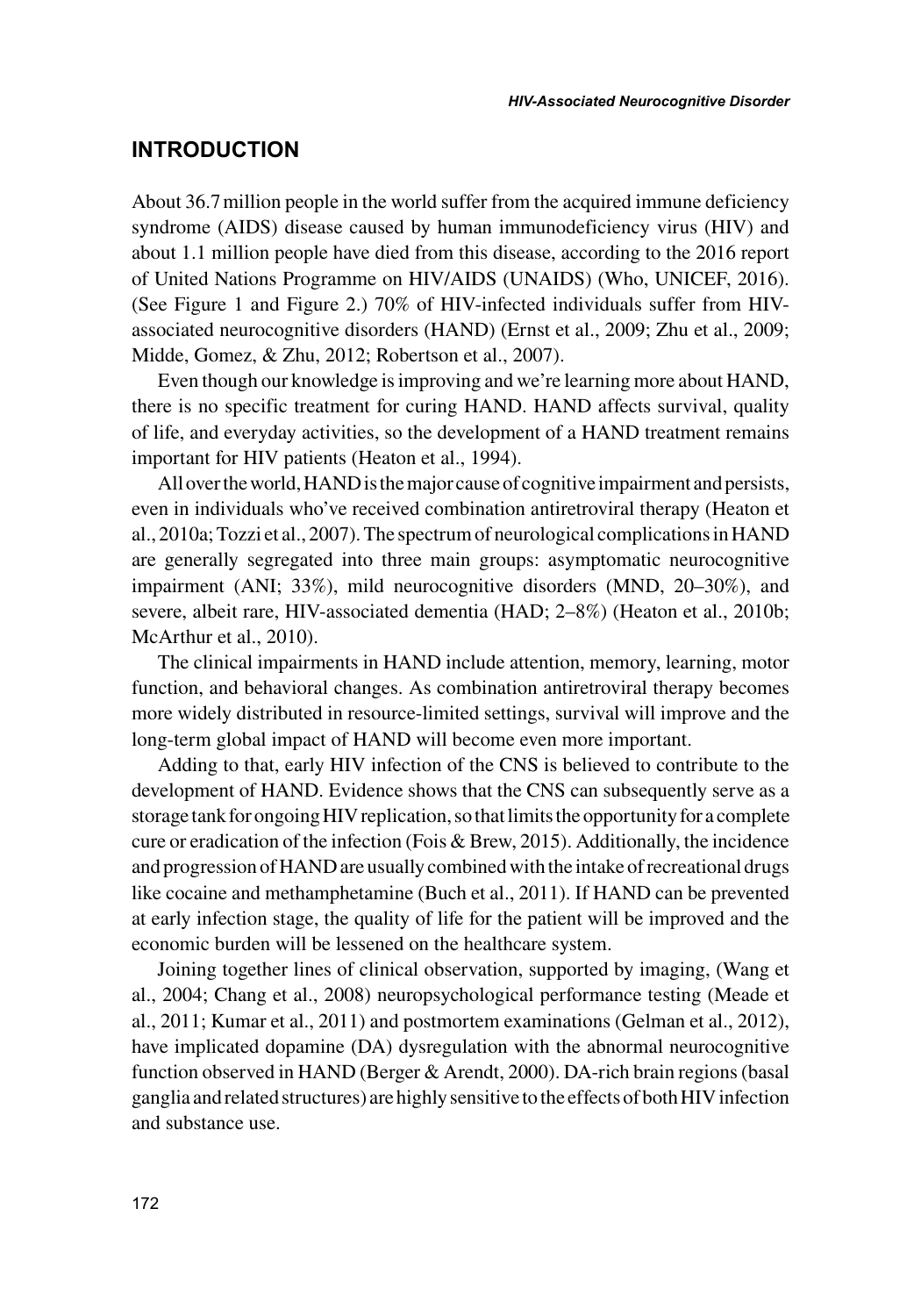## INTRODUCTION

About 36.7 million people in the world suffer from the acquired immune deficiency syndrome (AIDS) disease caused by human immunodeficiency virus (HIV) and about 1.1 million people have died from this disease, according to the 2016 report of United Nations Programme on HIV/AIDS (UNAIDS) (Who, UNICEF, 2016). (See Figure 1 and Figure 2.) 70% of HIV-infected individuals suffer from HIV-associated neurocognitive disorders (HAND) (Ernst et al., 2009; Zhu et al., 2009; Midde, Gomez, & Zhu, 2012; Robertson et al., 2007).

Even though our knowledge is improving and we're learning more about HAND, there is no specific treatment for curing HAND. HAND affects survival, quality of life, and everyday activities, so the development of a HAND treatment remains important for HIV patients (Heaton et al., 1994).

All over the world, HAND is the major cause of cognitive impairment and persists, even in individuals who've received combination antiretroviral therapy (Heaton et al., 2010a; Tozzi et al., 2007). The spectrum of neurological complications in HAND are generally segregated into three main groups: asymptomatic neurocognitive impairment (ANI; 33%), mild neurocognitive disorders (MND, 20–30%), and severe, albeit rare, HIV-associated dementia (HAD; 2–8%) (Heaton et al., 2010b; McArthur et al., 2010).

The clinical impairments in HAND include attention, memory, learning, motor function, and behavioral changes. As combination antiretroviral therapy becomes more widely distributed in resource-limited settings, survival will improve and the long-term global impact of HAND will become even more important.

Adding to that, early HIV infection of the CNS is believed to contribute to the development of HAND. Evidence shows that the CNS can subsequently serve as a storage tank for ongoing HIV replication, so that limits the opportunity for a complete cure or eradication of the infection (Fois & Brew, 2015). Additionally, the incidence and progression of HAND are usually combined with the intake of recreational drugs like cocaine and methamphetamine (Buch et al., 2011). If HAND can be prevented at early infection stage, the quality of life for the patient will be improved and the economic burden will be lessened on the healthcare system.

Joining together lines of clinical observation, supported by imaging, (Wang et al., 2004; Chang et al., 2008) neuropsychological performance testing (Meade et al., 2011; Kumar et al., 2011) and postmortem examinations (Gelman et al., 2012), have implicated dopamine (DA) dysregulation with the abnormal neurocognitive function observed in HAND (Berger & Arendt, 2000). DA-rich brain regions (basal ganglia and related structures) are highly sensitive to the effects of both HIV infection and substance use.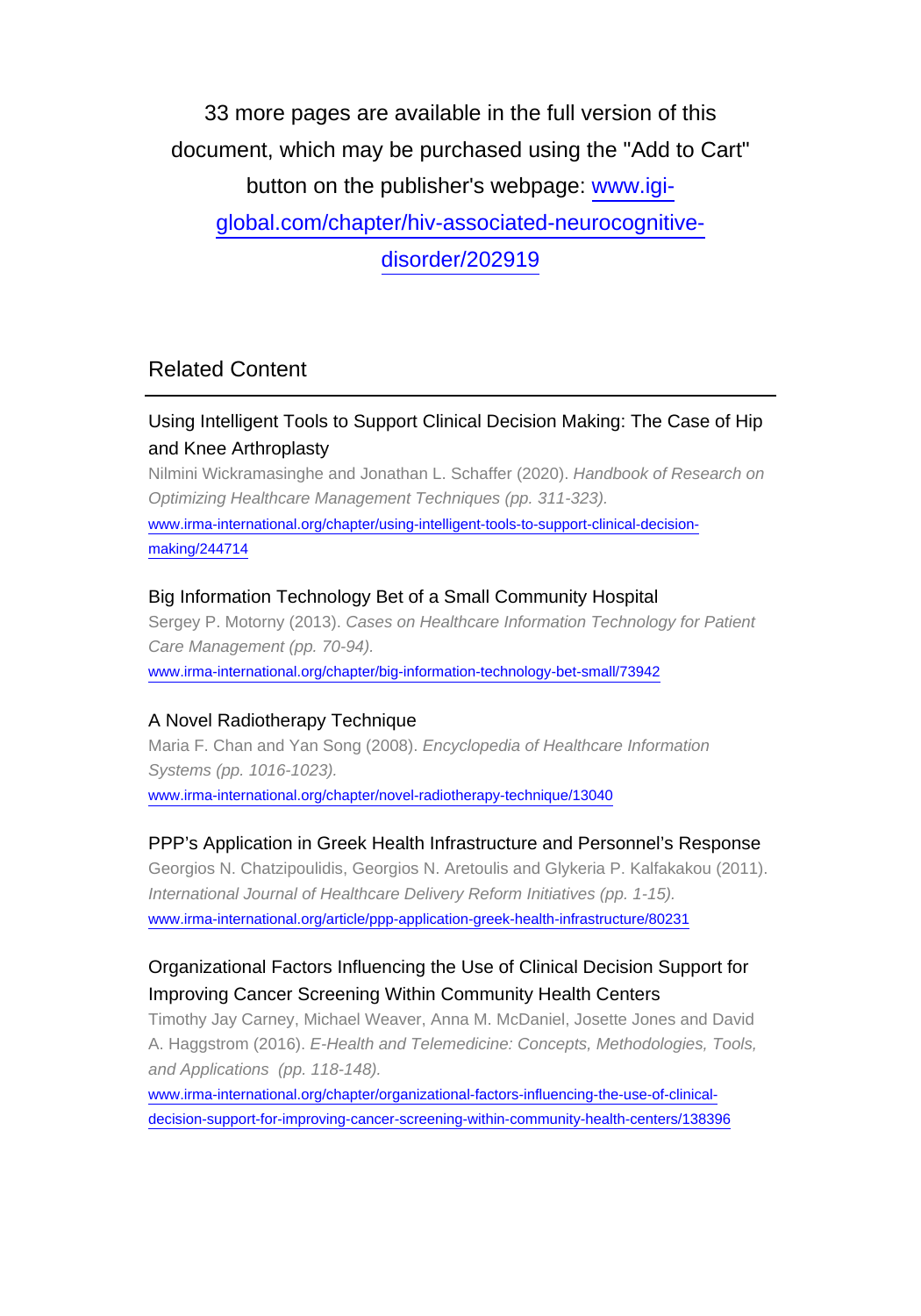33 more pages are available in the full version of this document, which may be purchased using the "Add to Cart" button on the publisher's webpage: [www.igi-global.com/chapter/hiv-associated-neurocognitive-disorder/202919](www.igi-global.com/chapter/hiv-associated-neurocognitive-disorder/202919)

## Related Content

**Using Intelligent Tools to Support Clinical Decision Making: The Case of Hip and Knee Arthroplasty**
Nilmini Wickramasinghe and Jonathan L. Schaffer (2020). *Handbook of Research on Optimizing Healthcare Management Techniques (pp. 311-323).*
[www.irma-international.org/chapter/using-intelligent-tools-to-support-clinical-decision-making/244714](www.irma-international.org/chapter/using-intelligent-tools-to-support-clinical-decision-making/244714)

**Big Information Technology Bet of a Small Community Hospital**
Sergey P. Motorny (2013). *Cases on Healthcare Information Technology for Patient Care Management (pp. 70-94).*
[www.irma-international.org/chapter/big-information-technology-bet-small/73942](www.irma-international.org/chapter/big-information-technology-bet-small/73942)

**A Novel Radiotherapy Technique**
Maria F. Chan and Yan Song (2008). *Encyclopedia of Healthcare Information Systems (pp. 1016-1023).*
[www.irma-international.org/chapter/novel-radiotherapy-technique/13040](www.irma-international.org/chapter/novel-radiotherapy-technique/13040)

**PPP's Application in Greek Health Infrastructure and Personnel's Response**
Georgios N. Chatzipoulidis, Georgios N. Aretoulis and Glykeria P. Kalfakakou (2011). *International Journal of Healthcare Delivery Reform Initiatives (pp. 1-15).*
[www.irma-international.org/article/ppp-application-greek-health-infrastructure/80231](www.irma-international.org/article/ppp-application-greek-health-infrastructure/80231)

**Organizational Factors Influencing the Use of Clinical Decision Support for Improving Cancer Screening Within Community Health Centers**
Timothy Jay Carney, Michael Weaver, Anna M. McDaniel, Josette Jones and David A. Haggstrom (2016). *E-Health and Telemedicine: Concepts, Methodologies, Tools, and Applications (pp. 118-148).*
[www.irma-international.org/chapter/organizational-factors-influencing-the-use-of-clinical-decision-support-for-improving-cancer-screening-within-community-health-centers/138396](www.irma-international.org/chapter/organizational-factors-influencing-the-use-of-clinical-decision-support-for-improving-cancer-screening-within-community-health-centers/138396)